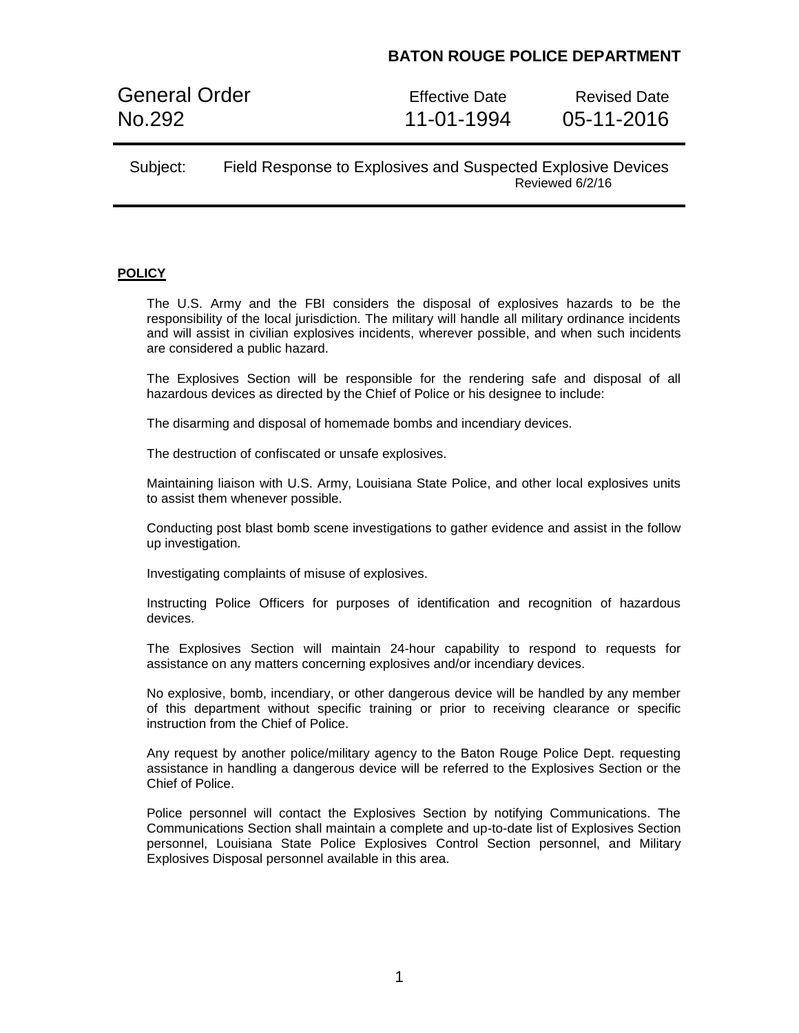**BATON ROUGE POLICE DEPARTMENT**

| General Order No.292 | Effective Date 11-01-1994 | Revised Date 05-11-2016 |
|---|---|---|

Subject: Field Response to Explosives and Suspected Explosive Devices
Reviewed 6/2/16

## POLICY

The U.S. Army and the FBI considers the disposal of explosives hazards to be the responsibility of the local jurisdiction. The military will handle all military ordinance incidents and will assist in civilian explosives incidents, wherever possible, and when such incidents are considered a public hazard.

The Explosives Section will be responsible for the rendering safe and disposal of all hazardous devices as directed by the Chief of Police or his designee to include:

The disarming and disposal of homemade bombs and incendiary devices.

The destruction of confiscated or unsafe explosives.

Maintaining liaison with U.S. Army, Louisiana State Police, and other local explosives units to assist them whenever possible.

Conducting post blast bomb scene investigations to gather evidence and assist in the follow up investigation.

Investigating complaints of misuse of explosives.

Instructing Police Officers for purposes of identification and recognition of hazardous devices.

The Explosives Section will maintain 24-hour capability to respond to requests for assistance on any matters concerning explosives and/or incendiary devices.

No explosive, bomb, incendiary, or other dangerous device will be handled by any member of this department without specific training or prior to receiving clearance or specific instruction from the Chief of Police.

Any request by another police/military agency to the Baton Rouge Police Dept. requesting assistance in handling a dangerous device will be referred to the Explosives Section or the Chief of Police.

Police personnel will contact the Explosives Section by notifying Communications. The Communications Section shall maintain a complete and up-to-date list of Explosives Section personnel, Louisiana State Police Explosives Control Section personnel, and Military Explosives Disposal personnel available in this area.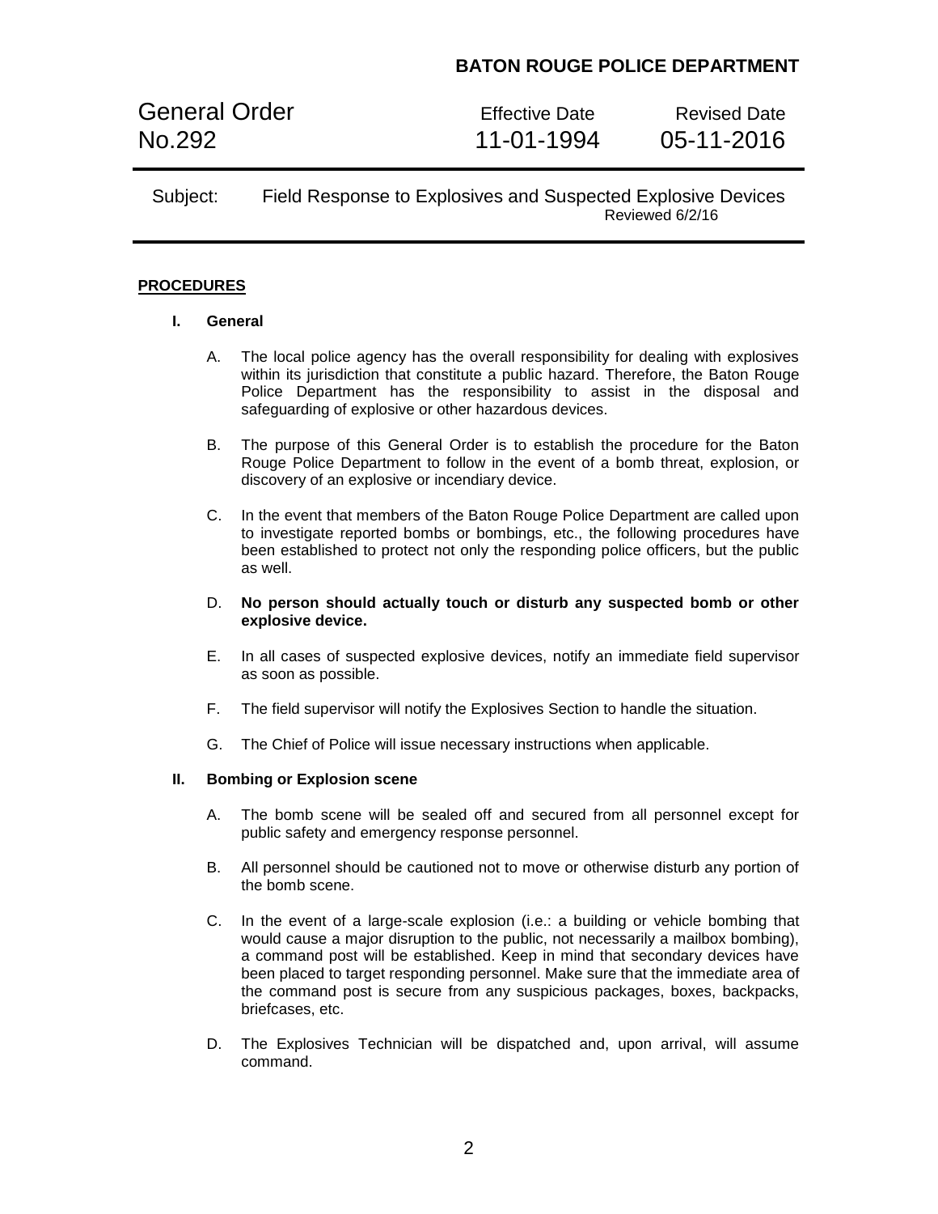**BATON ROUGE POLICE DEPARTMENT**

| General Order No.292 | Effective Date 11-01-1994 | Revised Date 05-11-2016 |
|---|---|---|

Subject: Field Response to Explosives and Suspected Explosive Devices
Reviewed 6/2/16

**PROCEDURES**

**I. General**

A. The local police agency has the overall responsibility for dealing with explosives within its jurisdiction that constitute a public hazard. Therefore, the Baton Rouge Police Department has the responsibility to assist in the disposal and safeguarding of explosive or other hazardous devices.

B. The purpose of this General Order is to establish the procedure for the Baton Rouge Police Department to follow in the event of a bomb threat, explosion, or discovery of an explosive or incendiary device.

C. In the event that members of the Baton Rouge Police Department are called upon to investigate reported bombs or bombings, etc., the following procedures have been established to protect not only the responding police officers, but the public as well.

D. **No person should actually touch or disturb any suspected bomb or other explosive device.**

E. In all cases of suspected explosive devices, notify an immediate field supervisor as soon as possible.

F. The field supervisor will notify the Explosives Section to handle the situation.

G. The Chief of Police will issue necessary instructions when applicable.

**II. Bombing or Explosion scene**

A. The bomb scene will be sealed off and secured from all personnel except for public safety and emergency response personnel.

B. All personnel should be cautioned not to move or otherwise disturb any portion of the bomb scene.

C. In the event of a large-scale explosion (i.e.: a building or vehicle bombing that would cause a major disruption to the public, not necessarily a mailbox bombing), a command post will be established. Keep in mind that secondary devices have been placed to target responding personnel. Make sure that the immediate area of the command post is secure from any suspicious packages, boxes, backpacks, briefcases, etc.

D. The Explosives Technician will be dispatched and, upon arrival, will assume command.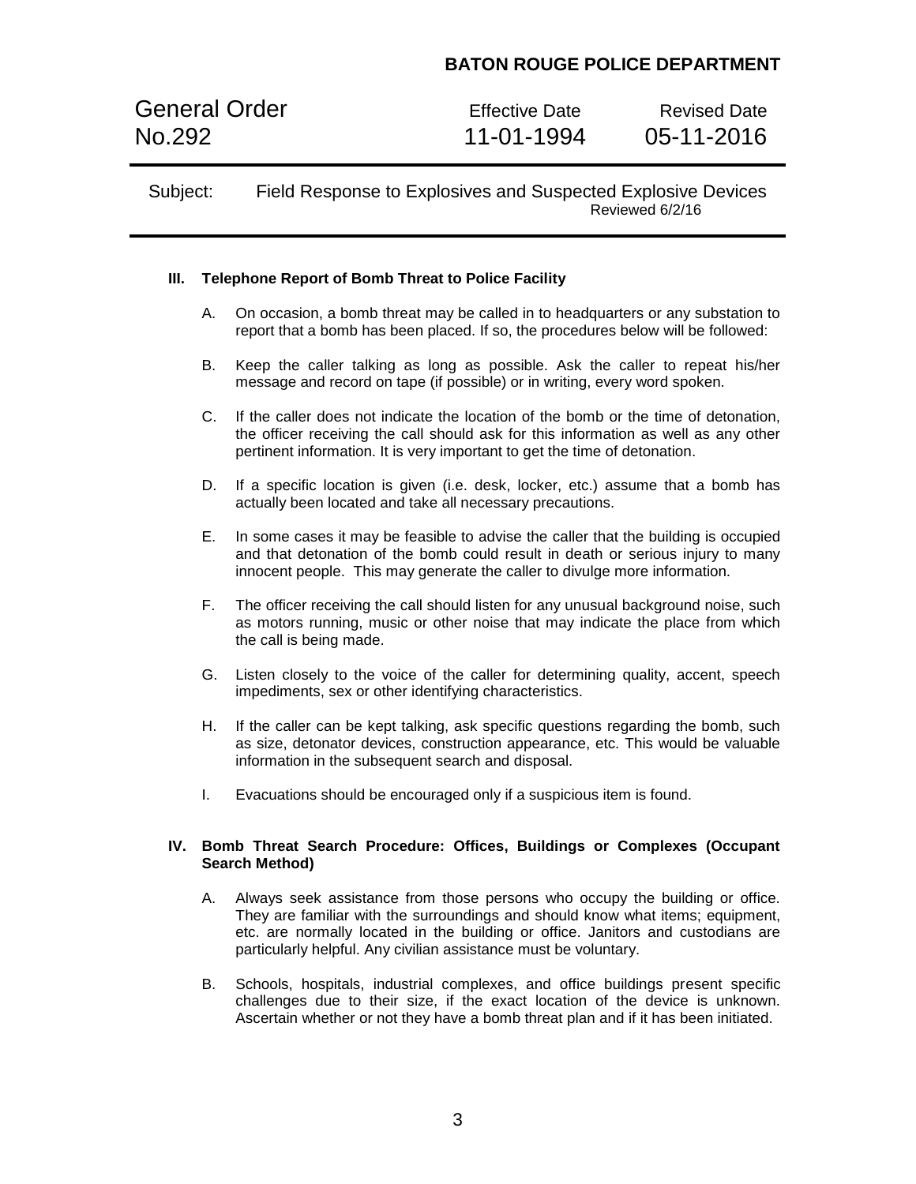### III. Telephone Report of Bomb Threat to Police Facility

A. On occasion, a bomb threat may be called in to headquarters or any substation to report that a bomb has been placed. If so, the procedures below will be followed:

B. Keep the caller talking as long as possible. Ask the caller to repeat his/her message and record on tape (if possible) or in writing, every word spoken.

C. If the caller does not indicate the location of the bomb or the time of detonation, the officer receiving the call should ask for this information as well as any other pertinent information. It is very important to get the time of detonation.

D. If a specific location is given (i.e. desk, locker, etc.) assume that a bomb has actually been located and take all necessary precautions.

E. In some cases it may be feasible to advise the caller that the building is occupied and that detonation of the bomb could result in death or serious injury to many innocent people. This may generate the caller to divulge more information.

F. The officer receiving the call should listen for any unusual background noise, such as motors running, music or other noise that may indicate the place from which the call is being made.

G. Listen closely to the voice of the caller for determining quality, accent, speech impediments, sex or other identifying characteristics.

H. If the caller can be kept talking, ask specific questions regarding the bomb, such as size, detonator devices, construction appearance, etc. This would be valuable information in the subsequent search and disposal.

I. Evacuations should be encouraged only if a suspicious item is found.

### IV. Bomb Threat Search Procedure: Offices, Buildings or Complexes (Occupant Search Method)

A. Always seek assistance from those persons who occupy the building or office. They are familiar with the surroundings and should know what items; equipment, etc. are normally located in the building or office. Janitors and custodians are particularly helpful. Any civilian assistance must be voluntary.

B. Schools, hospitals, industrial complexes, and office buildings present specific challenges due to their size, if the exact location of the device is unknown. Ascertain whether or not they have a bomb threat plan and if it has been initiated.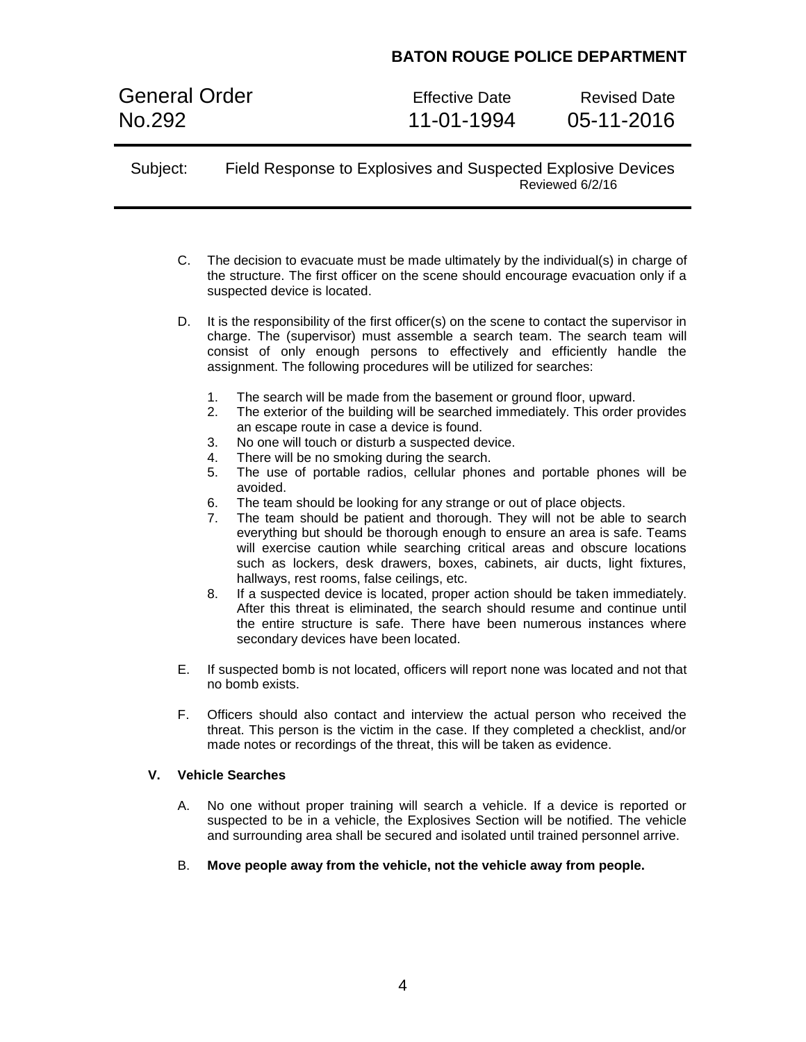C. The decision to evacuate must be made ultimately by the individual(s) in charge of the structure. The first officer on the scene should encourage evacuation only if a suspected device is located.

D. It is the responsibility of the first officer(s) on the scene to contact the supervisor in charge. The (supervisor) must assemble a search team. The search team will consist of only enough persons to effectively and efficiently handle the assignment. The following procedures will be utilized for searches:

   1. The search will be made from the basement or ground floor, upward.
   2. The exterior of the building will be searched immediately. This order provides an escape route in case a device is found.
   3. No one will touch or disturb a suspected device.
   4. There will be no smoking during the search.
   5. The use of portable radios, cellular phones and portable phones will be avoided.
   6. The team should be looking for any strange or out of place objects.
   7. The team should be patient and thorough. They will not be able to search everything but should be thorough enough to ensure an area is safe. Teams will exercise caution while searching critical areas and obscure locations such as lockers, desk drawers, boxes, cabinets, air ducts, light fixtures, hallways, rest rooms, false ceilings, etc.
   8. If a suspected device is located, proper action should be taken immediately. After this threat is eliminated, the search should resume and continue until the entire structure is safe. There have been numerous instances where secondary devices have been located.

E. If suspected bomb is not located, officers will report none was located and not that no bomb exists.

F. Officers should also contact and interview the actual person who received the threat. This person is the victim in the case. If they completed a checklist, and/or made notes or recordings of the threat, this will be taken as evidence.

**V. Vehicle Searches**

A. No one without proper training will search a vehicle. If a device is reported or suspected to be in a vehicle, the Explosives Section will be notified. The vehicle and surrounding area shall be secured and isolated until trained personnel arrive.

B. **Move people away from the vehicle, not the vehicle away from people.**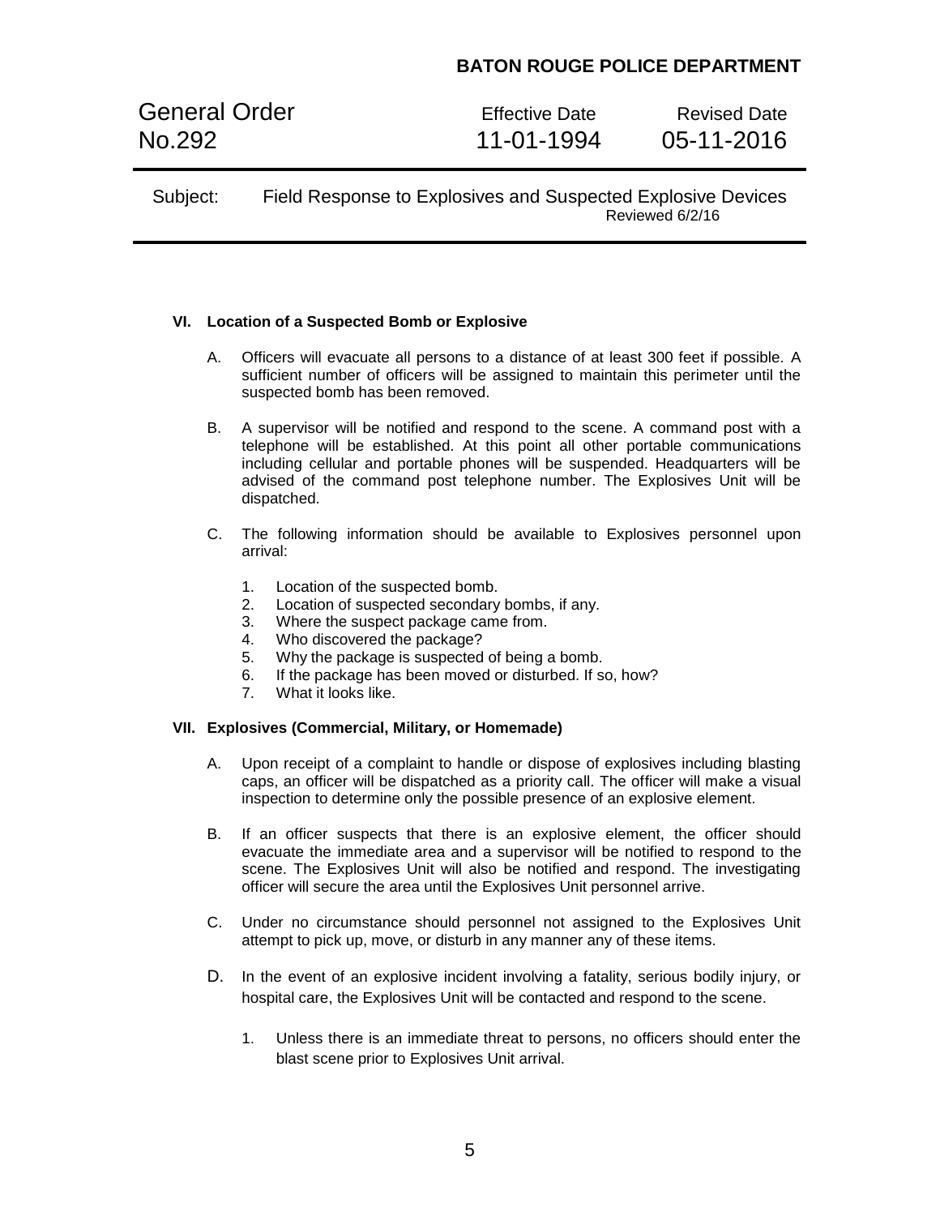## VI. Location of a Suspected Bomb or Explosive

A. Officers will evacuate all persons to a distance of at least 300 feet if possible. A sufficient number of officers will be assigned to maintain this perimeter until the suspected bomb has been removed.

B. A supervisor will be notified and respond to the scene. A command post with a telephone will be established. At this point all other portable communications including cellular and portable phones will be suspended. Headquarters will be advised of the command post telephone number. The Explosives Unit will be dispatched.

C. The following information should be available to Explosives personnel upon arrival:

1. Location of the suspected bomb.
2. Location of suspected secondary bombs, if any.
3. Where the suspect package came from.
4. Who discovered the package?
5. Why the package is suspected of being a bomb.
6. If the package has been moved or disturbed. If so, how?
7. What it looks like.

## VII. Explosives (Commercial, Military, or Homemade)

A. Upon receipt of a complaint to handle or dispose of explosives including blasting caps, an officer will be dispatched as a priority call. The officer will make a visual inspection to determine only the possible presence of an explosive element.

B. If an officer suspects that there is an explosive element, the officer should evacuate the immediate area and a supervisor will be notified to respond to the scene. The Explosives Unit will also be notified and respond. The investigating officer will secure the area until the Explosives Unit personnel arrive.

C. Under no circumstance should personnel not assigned to the Explosives Unit attempt to pick up, move, or disturb in any manner any of these items.

D. In the event of an explosive incident involving a fatality, serious bodily injury, or hospital care, the Explosives Unit will be contacted and respond to the scene.

1. Unless there is an immediate threat to persons, no officers should enter the blast scene prior to Explosives Unit arrival.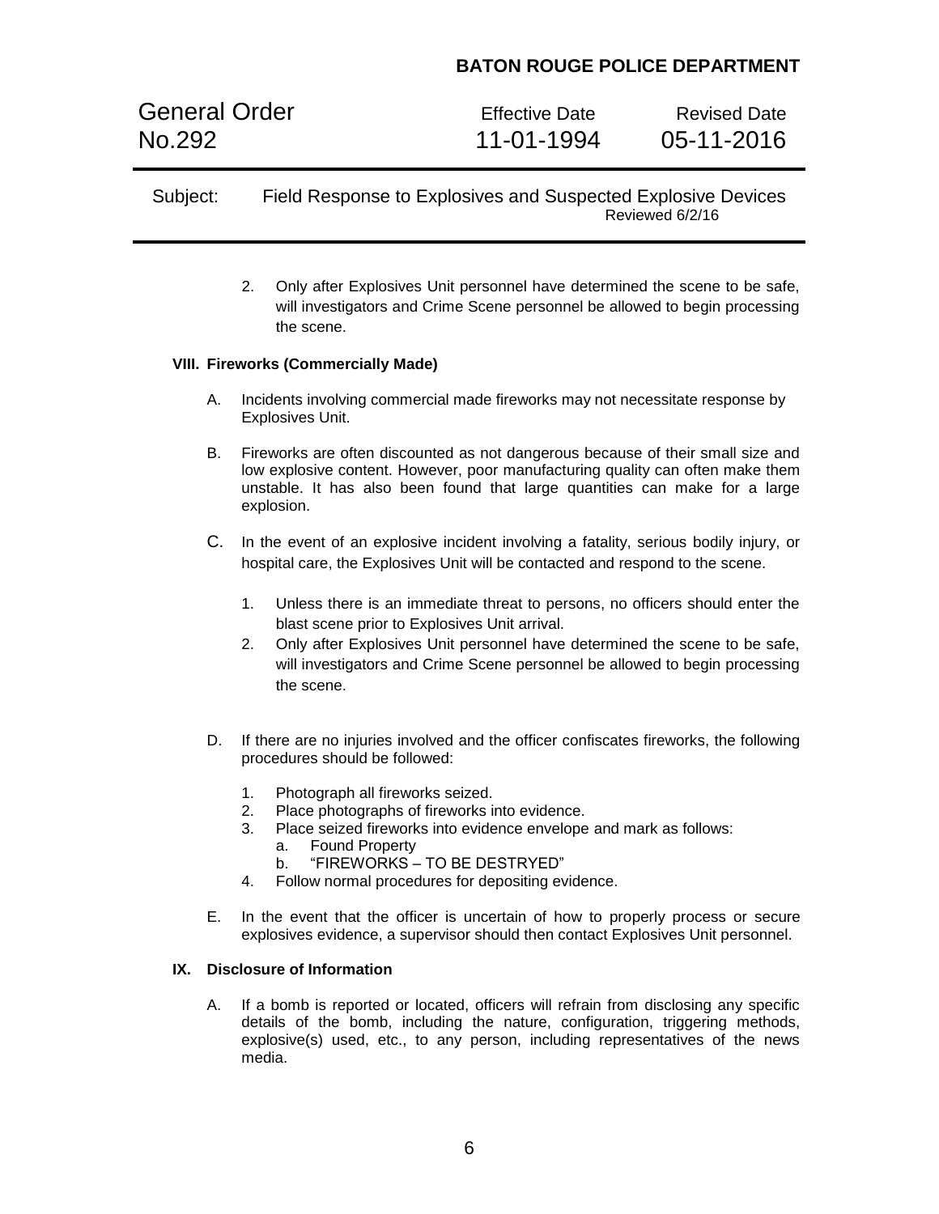2. Only after Explosives Unit personnel have determined the scene to be safe, will investigators and Crime Scene personnel be allowed to begin processing the scene.

**VIII. Fireworks (Commercially Made)**

A. Incidents involving commercial made fireworks may not necessitate response by Explosives Unit.

B. Fireworks are often discounted as not dangerous because of their small size and low explosive content. However, poor manufacturing quality can often make them unstable. It has also been found that large quantities can make for a large explosion.

C. In the event of an explosive incident involving a fatality, serious bodily injury, or hospital care, the Explosives Unit will be contacted and respond to the scene.

   1. Unless there is an immediate threat to persons, no officers should enter the blast scene prior to Explosives Unit arrival.
   2. Only after Explosives Unit personnel have determined the scene to be safe, will investigators and Crime Scene personnel be allowed to begin processing the scene.

D. If there are no injuries involved and the officer confiscates fireworks, the following procedures should be followed:

   1. Photograph all fireworks seized.
   2. Place photographs of fireworks into evidence.
   3. Place seized fireworks into evidence envelope and mark as follows:
      a. Found Property
      b. "FIREWORKS – TO BE DESTRYED"
   4. Follow normal procedures for depositing evidence.

E. In the event that the officer is uncertain of how to properly process or secure explosives evidence, a supervisor should then contact Explosives Unit personnel.

**IX. Disclosure of Information**

A. If a bomb is reported or located, officers will refrain from disclosing any specific details of the bomb, including the nature, configuration, triggering methods, explosive(s) used, etc., to any person, including representatives of the news media.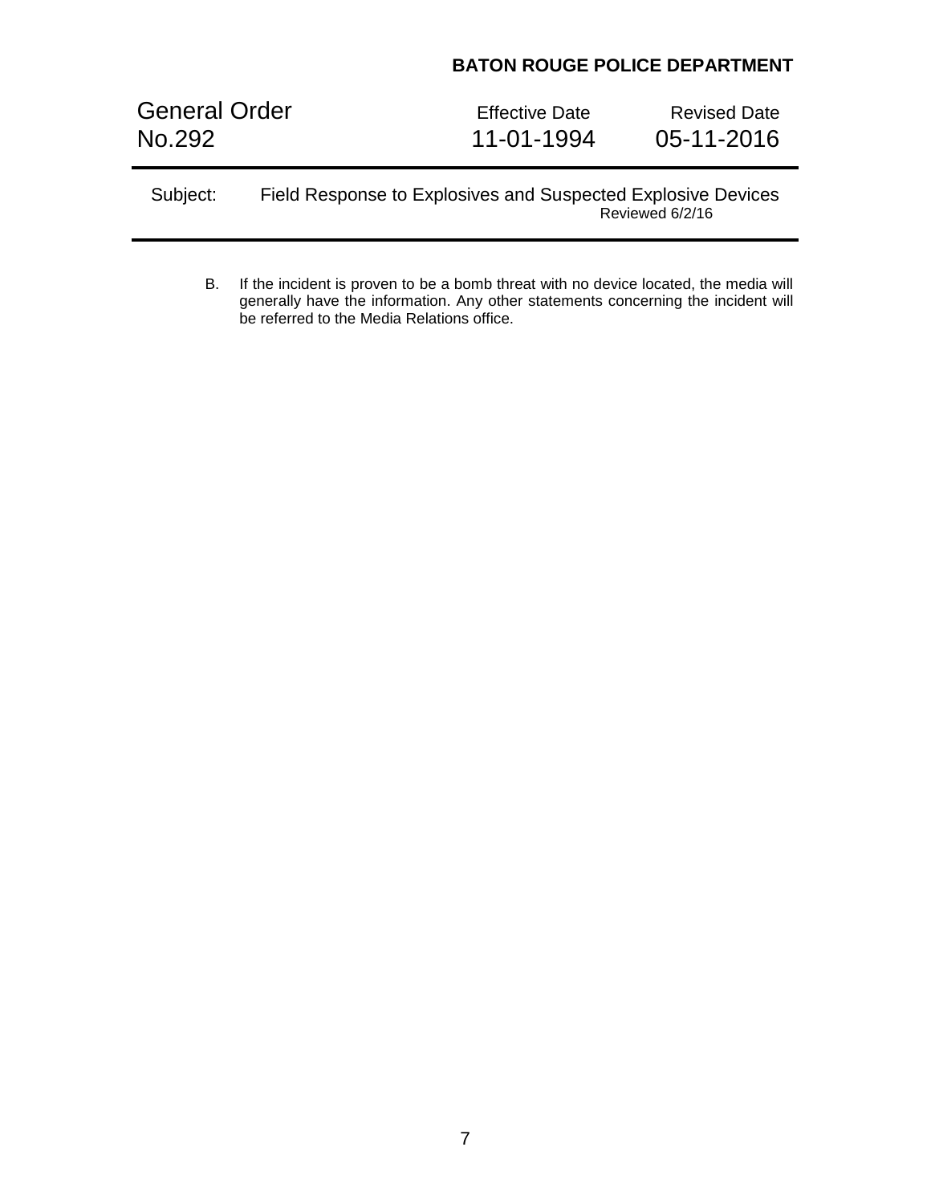B. If the incident is proven to be a bomb threat with no device located, the media will generally have the information. Any other statements concerning the incident will be referred to the Media Relations office.